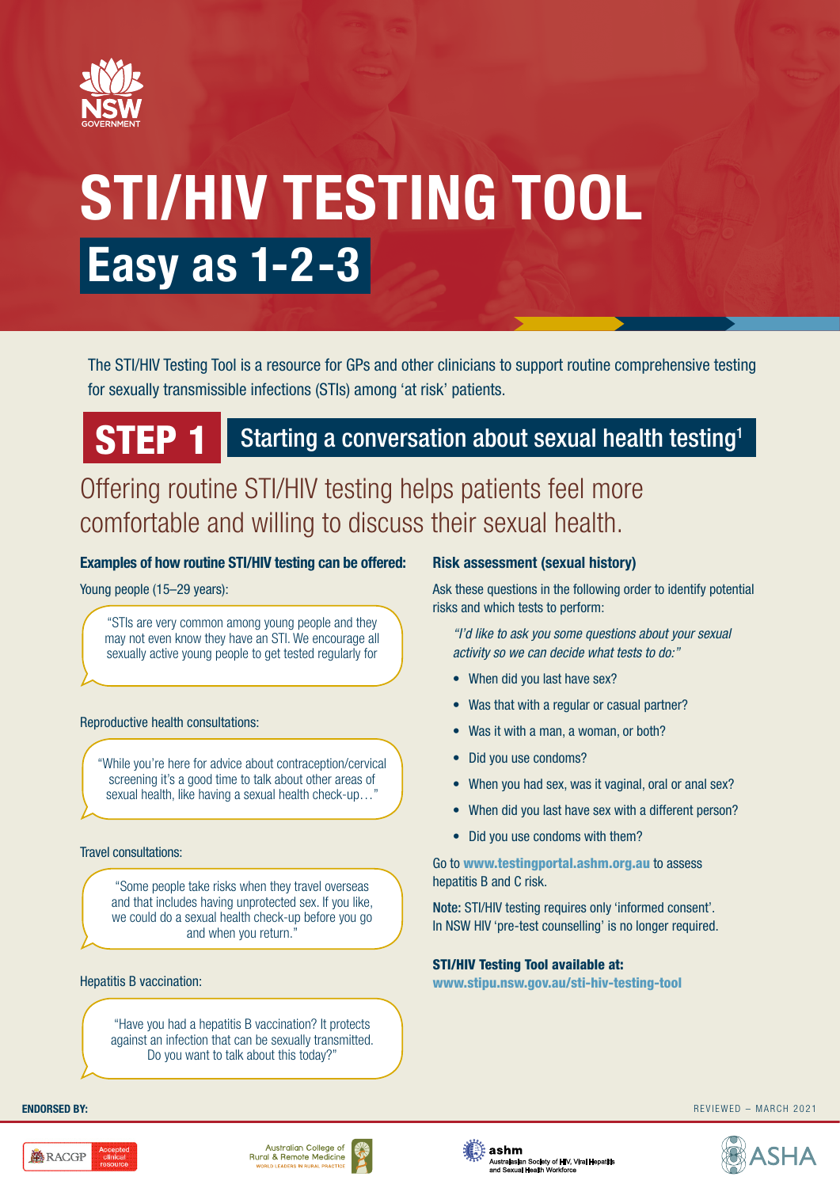NSW GOVERNMENT

# STI/HIV TESTING TOOL

## Easy as 1-2-3

The STI/HIV Testing Tool is a resource for GPs and other clinicians to support routine comprehensive testing for sexually transmissible infections (STIs) among 'at risk' patients.

## STEP 1 Starting a conversation about sexual health testing[1]

Offering routine STI/HIV testing helps patients feel more comfortable and willing to discuss their sexual health.

**Examples of how routine STI/HIV testing can be offered:**

Young people (15–29 years):

> "STIs are very common among young people and they may not even know they have an STI. We encourage all sexually active young people to get tested regularly for

Reproductive health consultations:

> "While you're here for advice about contraception/cervical screening it's a good time to talk about other areas of sexual health, like having a sexual health check-up…"

Travel consultations:

> "Some people take risks when they travel overseas and that includes having unprotected sex. If you like, we could do a sexual health check-up before you go and when you return."

Hepatitis B vaccination:

> "Have you had a hepatitis B vaccination? It protects against an infection that can be sexually transmitted. Do you want to talk about this today?"

**Risk assessment (sexual history)**

Ask these questions in the following order to identify potential risks and which tests to perform:

*"I'd like to ask you some questions about your sexual activity so we can decide what tests to do:"*

- When did you last have sex?
- Was that with a regular or casual partner?
- Was it with a man, a woman, or both?
- Did you use condoms?
- When you had sex, was it vaginal, oral or anal sex?
- When did you last have sex with a different person?
- Did you use condoms with them?

Go to **www.testingportal.ashm.org.au** to assess hepatitis B and C risk.

**Note:** STI/HIV testing requires only 'informed consent'. In NSW HIV 'pre-test counselling' is no longer required.

**STI/HIV Testing Tool available at:**
**www.stipu.nsw.gov.au/sti-hiv-testing-tool**

**ENDORSED BY:**

REVIEWED – MARCH 2021

RACGP Accepted clinical resource | Australian College of Rural & Remote Medicine – World Leaders in Rural Practice | ashm – Australasian Society of HIV, Viral Hepatitis and Sexual Health Workforce | ASHA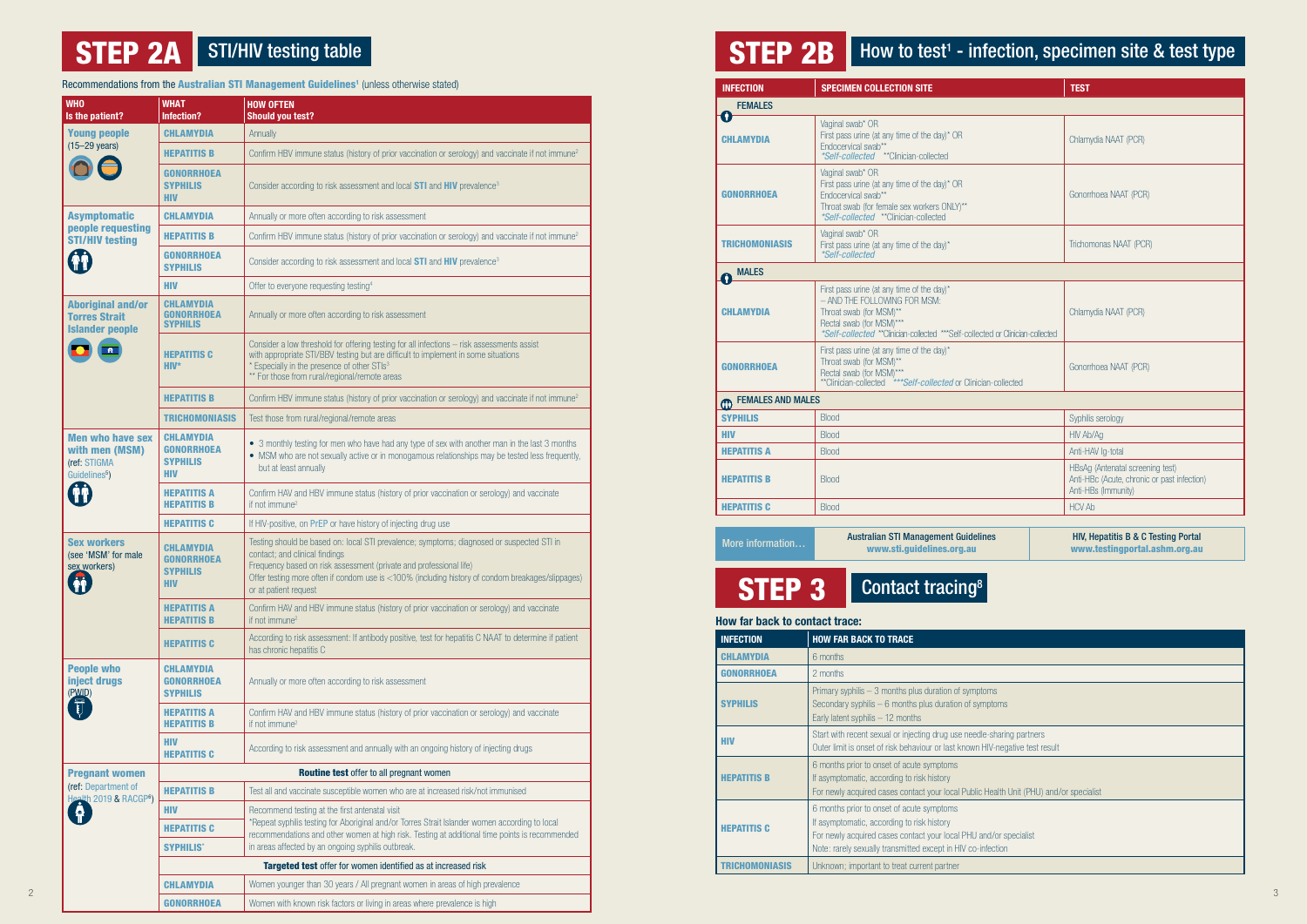# STEP 2A STI/HIV testing table

Recommendations from the **Australian STI Management Guidelines**[1] (unless otherwise stated)

| WHO Is the patient? | WHAT Infection? | HOW OFTEN Should you test? |
|---|---|---|
| **Young people** (15–29 years) | **CHLAMYDIA** | Annually |
| | **HEPATITIS B** | Confirm HBV immune status (history of prior vaccination or serology) and vaccinate if not immune[2] |
| | **GONORRHOEA SYPHILIS HIV** | Consider according to risk assessment and local **STI** and **HIV** prevalence[3] |
| **Asymptomatic people requesting STI/HIV testing** | **CHLAMYDIA** | Annually or more often according to risk assessment |
| | **HEPATITIS B** | Confirm HBV immune status (history of prior vaccination or serology) and vaccinate if not immune[2] |
| | **GONORRHOEA SYPHILIS** | Consider according to risk assessment and local **STI** and **HIV** prevalence[3] |
| | **HIV** | Offer to everyone requesting testing[4] |
| **Aboriginal and/or Torres Strait Islander people** | **CHLAMYDIA GONORRHOEA SYPHILIS** | Annually or more often according to risk assessment |
| | **HEPATITIS C HIV*** | Consider a low threshold for offering testing for all infections – risk assessments assist with appropriate STI/BBV testing but are difficult to implement in some situations<br>* Especially in the presence of other STIs[3]<br>** For those from rural/regional/remote areas |
| | **HEPATITIS B** | Confirm HBV immune status (history of prior vaccination or serology) and vaccinate if not immune[2] |
| | **TRICHOMONIASIS** | Test those from rural/regional/remote areas |
| **Men who have sex with men (MSM)** (ref: STIGMA Guidelines[5]) | **CHLAMYDIA GONORRHOEA SYPHILIS HIV** | • 3 monthly testing for men who have had any type of sex with another man in the last 3 months<br>• MSM who are not sexually active or in monogamous relationships may be tested less frequently, but at least annually |
| | **HEPATITIS A HEPATITIS B** | Confirm HAV and HBV immune status (history of prior vaccination or serology) and vaccinate if not immune[2] |
| | **HEPATITIS C** | If HIV-positive, on PrEP or have history of injecting drug use |
| **Sex workers** (see 'MSM' for male sex workers) | **CHLAMYDIA GONORRHOEA SYPHILIS HIV** | Testing should be based on: local STI prevalence; symptoms; diagnosed or suspected STI in contact; and clinical findings<br>Frequency based on risk assessment (private and professional life)<br>Offer testing more often if condom use is <100% (including history of condom breakages/slippages) or at patient request |
| | **HEPATITIS A HEPATITIS B** | Confirm HAV and HBV immune status (history of prior vaccination or serology) and vaccinate if not immune[2] |
| | **HEPATITIS C** | According to risk assessment: If antibody positive, test for hepatitis C NAAT to determine if patient has chronic hepatitis C |
| **People who inject drugs** (PWID) | **CHLAMYDIA GONORRHOEA SYPHILIS** | Annually or more often according to risk assessment |
| | **HEPATITIS A HEPATITIS B** | Confirm HAV and HBV immune status (history of prior vaccination or serology) and vaccinate if not immune[2] |
| | **HIV HEPATITIS C** | According to risk assessment and annually with an ongoing history of injecting drugs |
| **Pregnant women** (ref: Department of Health 2019 & RACGP[6]) | **Routine test** offer to all pregnant women | |
| | **HEPATITIS B** | Test all and vaccinate susceptible women who are at increased risk/not immunised |
| | **HIV** | Recommend testing at the first antenatal visit<br>*Repeat syphilis testing for Aboriginal and/or Torres Strait Islander women according to local recommendations and other women at high risk. Testing at additional time points is recommended in areas affected by an ongoing syphilis outbreak. |
| | **HEPATITIS C** | |
| | **SYPHILIS*** | |
| | **Targeted test** offer for women identified as at increased risk | |
| | **CHLAMYDIA** | Women younger than 30 years / All pregnant women in areas of high prevalence |
| | **GONORRHOEA** | Women with known risk factors or living in areas where prevalence is high |

# STEP 2B How to test[1] - infection, specimen site & test type

| INFECTION | SPECIMEN COLLECTION SITE | TEST |
|---|---|---|
| **FEMALES** | | |
| **CHLAMYDIA** | Vaginal swab* OR<br>First pass urine (at any time of the day)* OR<br>Endocervical swab**<br>*Self-collected **Clinician-collected | Chlamydia NAAT (PCR) |
| **GONORRHOEA** | Vaginal swab* OR<br>First pass urine (at any time of the day)* OR<br>Endocervical swab**<br>Throat swab (for female sex workers ONLY)**<br>*Self-collected **Clinician-collected | Gonorrhoea NAAT (PCR) |
| **TRICHOMONIASIS** | Vaginal swab* OR<br>First pass urine (at any time of the day)*<br>*Self-collected | Trichomonas NAAT (PCR) |
| **MALES** | | |
| **CHLAMYDIA** | First pass urine (at any time of the day)*<br>– AND THE FOLLOWING FOR MSM:<br>Throat swab (for MSM)**<br>Rectal swab (for MSM)***<br>*Self-collected **Clinician-collected ***Self-collected or Clinician-collected | Chlamydia NAAT (PCR) |
| **GONORRHOEA** | First pass urine (at any time of the day)*<br>Throat swab (for MSM)**<br>Rectal swab (for MSM)***<br>**Clinician-collected ***Self-collected or Clinician-collected | Gonorrhoea NAAT (PCR) |
| **FEMALES AND MALES** | | |
| **SYPHILIS** | Blood | Syphilis serology |
| **HIV** | Blood | HIV Ab/Ag |
| **HEPATITIS A** | Blood | Anti-HAV Ig-total |
| **HEPATITIS B** | Blood | HBsAg (Antenatal screening test)<br>Anti-HBc (Acute, chronic or past infection)<br>Anti-HBs (Immunity) |
| **HEPATITIS C** | Blood | HCV Ab |

| More information… | Australian STI Management Guidelines www.sti.guidelines.org.au | HIV, Hepatitis B & C Testing Portal www.testingportal.ashm.org.au |
|---|---|---|

# STEP 3 Contact tracing[8]

**How far back to contact trace:**

| INFECTION | HOW FAR BACK TO TRACE |
|---|---|
| **CHLAMYDIA** | 6 months |
| **GONORRHOEA** | 2 months |
| **SYPHILIS** | Primary syphilis – 3 months plus duration of symptoms<br>Secondary syphilis – 6 months plus duration of symptoms<br>Early latent syphilis – 12 months |
| **HIV** | Start with recent sexual or injecting drug use needle-sharing partners<br>Outer limit is onset of risk behaviour or last known HIV-negative test result |
| **HEPATITIS B** | 6 months prior to onset of acute symptoms<br>If asymptomatic, according to risk history<br>For newly acquired cases contact your local Public Health Unit (PHU) and/or specialist |
| **HEPATITIS C** | 6 months prior to onset of acute symptoms<br>If asymptomatic, according to risk history<br>For newly acquired cases contact your local PHU and/or specialist<br>Note: rarely sexually transmitted except in HIV co-infection |
| **TRICHOMONIASIS** | Unknown; important to treat current partner |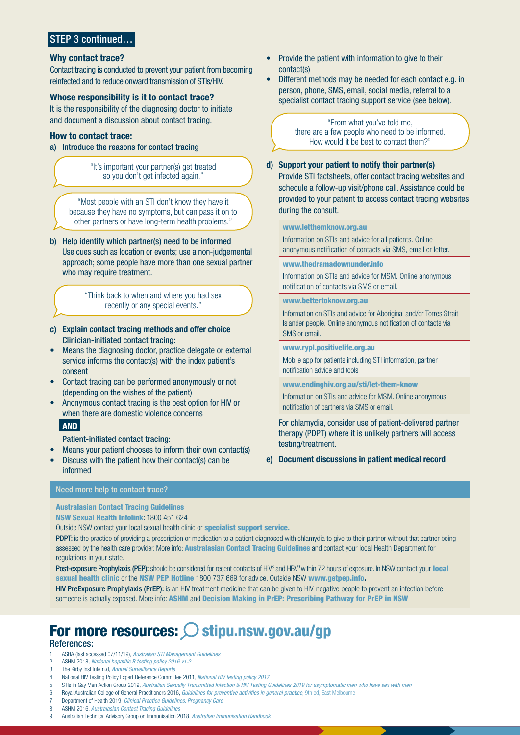## STEP 3 continued…

### Why contact trace?

Contact tracing is conducted to prevent your patient from becoming reinfected and to reduce onward transmission of STIs/HIV.

### Whose responsibility is it to contact trace?

It is the responsibility of the diagnosing doctor to initiate and document a discussion about contact tracing.

### How to contact trace:

a) Introduce the reasons for contact tracing

> "It's important your partner(s) get treated so you don't get infected again."

> "Most people with an STI don't know they have it because they have no symptoms, but can pass it on to other partners or have long-term health problems."

b) **Help identify which partner(s) need to be informed**
Use cues such as location or events; use a non-judgemental approach; some people have more than one sexual partner who may require treatment.

> "Think back to when and where you had sex recently or any special events."

c) **Explain contact tracing methods and offer choice**
Clinician-initiated contact tracing:

- Means the diagnosing doctor, practice delegate or external service informs the contact(s) with the index patient's consent
- Contact tracing can be performed anonymously or not (depending on the wishes of the patient)
- Anonymous contact tracing is the best option for HIV or when there are domestic violence concerns

**AND**

Patient-initiated contact tracing:

- Means your patient chooses to inform their own contact(s)
- Discuss with the patient how their contact(s) can be informed
- Provide the patient with information to give to their contact(s)
- Different methods may be needed for each contact e.g. in person, phone, SMS, email, social media, referral to a specialist contact tracing support service (see below).

> "From what you've told me, there are a few people who need to be informed. How would it be best to contact them?"

d) **Support your patient to notify their partner(s)**
Provide STI factsheets, offer contact tracing websites and schedule a follow-up visit/phone call. Assistance could be provided to your patient to access contact tracing websites during the consult.

| |
|---|
| **www.letthemknow.org.au**<br>Information on STIs and advice for all patients. Online anonymous notification of contacts via SMS, email or letter. |
| **www.thedramadownunder.info**<br>Information on STIs and advice for MSM. Online anonymous notification of contacts via SMS or email. |
| **www.bettertoknow.org.au**<br>Information on STIs and advice for Aboriginal and/or Torres Strait Islander people. Online anonymous notification of contacts via SMS or email. |
| **www.rypl.positivelife.org.au**<br>Mobile app for patients including STI information, partner notification advice and tools |
| **www.endinghiv.org.au/sti/let-them-know**<br>Information on STIs and advice for MSM. Online anonymous notification of partners via SMS or email. |

For chlamydia, consider use of patient-delivered partner therapy (PDPT) where it is unlikely partners will access testing/treatment.

e) **Document discussions in patient medical record**

### Need more help to contact trace?

**Australasian Contact Tracing Guidelines**

**NSW Sexual Health Infolink:** 1800 451 624

Outside NSW contact your local sexual health clinic or **specialist support service.**

**PDPT:** is the practice of providing a prescription or medication to a patient diagnosed with chlamydia to give to their partner without that partner being assessed by the health care provider. More info: **Australasian Contact Tracing Guidelines** and contact your local Health Department for regulations in your state.

**Post-exposure Prophylaxis (PEP):** should be considered for recent contacts of HIV[8] and HBV[9] within 72 hours of exposure. In NSW contact your **local sexual health clinic** or the **NSW PEP Hotline** 1800 737 669 for advice. Outside NSW **www.getpep.info.**

**HIV PreExposure Prophylaxis (PrEP):** is an HIV treatment medicine that can be given to HIV-negative people to prevent an infection before someone is actually exposed. More info: **ASHM** and **Decision Making in PrEP: Prescribing Pathway for PrEP in NSW**

## For more resources: stipu.nsw.gov.au/gp

### References:

1. ASHA (last accessed 07/11/19), *Australian STI Management Guidelines*
2. ASHM 2018, *National hepatitis B testing policy 2016 v1.2*
3. The Kirby Institute n.d, *Annual Surveillance Reports*
4. National HIV Testing Policy Expert Reference Committee 2011, *National HIV testing policy 2017*
5. STIs in Gay Men Action Group 2019, *Australian Sexually Transmitted Infection & HIV Testing Guidelines 2019 for asymptomatic men who have sex with men*
6. Royal Australian College of General Practitioners 2016, *Guidelines for preventive activities in general practice*, 9th ed, East Melbourne
7. Department of Health 2019, *Clinical Practice Guidelines: Pregnancy Care*
8. ASHM 2016, *Australasian Contact Tracing Guidelines*
9. Australian Technical Advisory Group on Immunisation 2018, *Australian Immunisation Handbook*